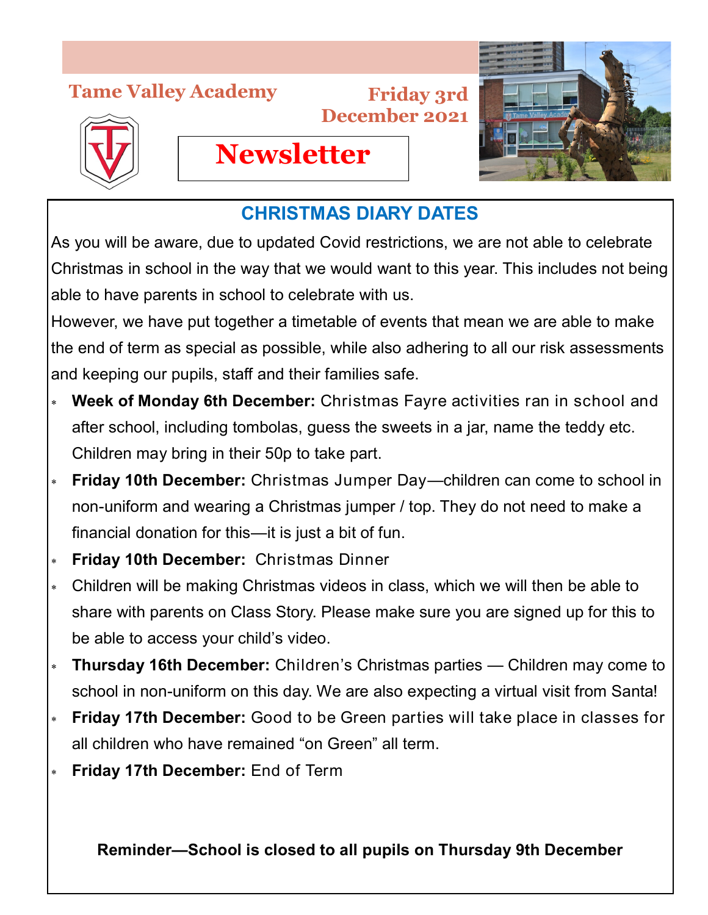Tame Valley Academy

Friday 3rd December 2021

# Newsletter

## CHRISTMAS DIARY DATES

As you will be aware, due to updated Covid restrictions, we are not able to celebrate Christmas in school in the way that we would want to this year. This includes not being able to have parents in school to celebrate with us.

However, we have put together a timetable of events that mean we are able to make the end of term as special as possible, while also adhering to all our risk assessments and keeping our pupils, staff and their families safe.

- **Week of Monday 6th December:** Christmas Fayre activities ran in school and after school, including tombolas, guess the sweets in a jar, name the teddy etc. Children may bring in their 50p to take part.
- **Friday 10th December:** Christmas Jumper Day—children can come to school in non-uniform and wearing a Christmas jumper / top. They do not need to make a financial donation for this—it is just a bit of fun.
- **Friday 10th December:** Christmas Dinner
- Children will be making Christmas videos in class, which we will then be able to share with parents on Class Story. Please make sure you are signed up for this to be able to access your child's video.
- **Thursday 16th December:** Children's Christmas parties — Children may come to school in non-uniform on this day. We are also expecting a virtual visit from Santa!
- **Friday 17th December:** Good to be Green parties will take place in classes for all children who have remained "on Green" all term.
- **Friday 17th December:** End of Term

**Reminder—School is closed to all pupils on Thursday 9th December**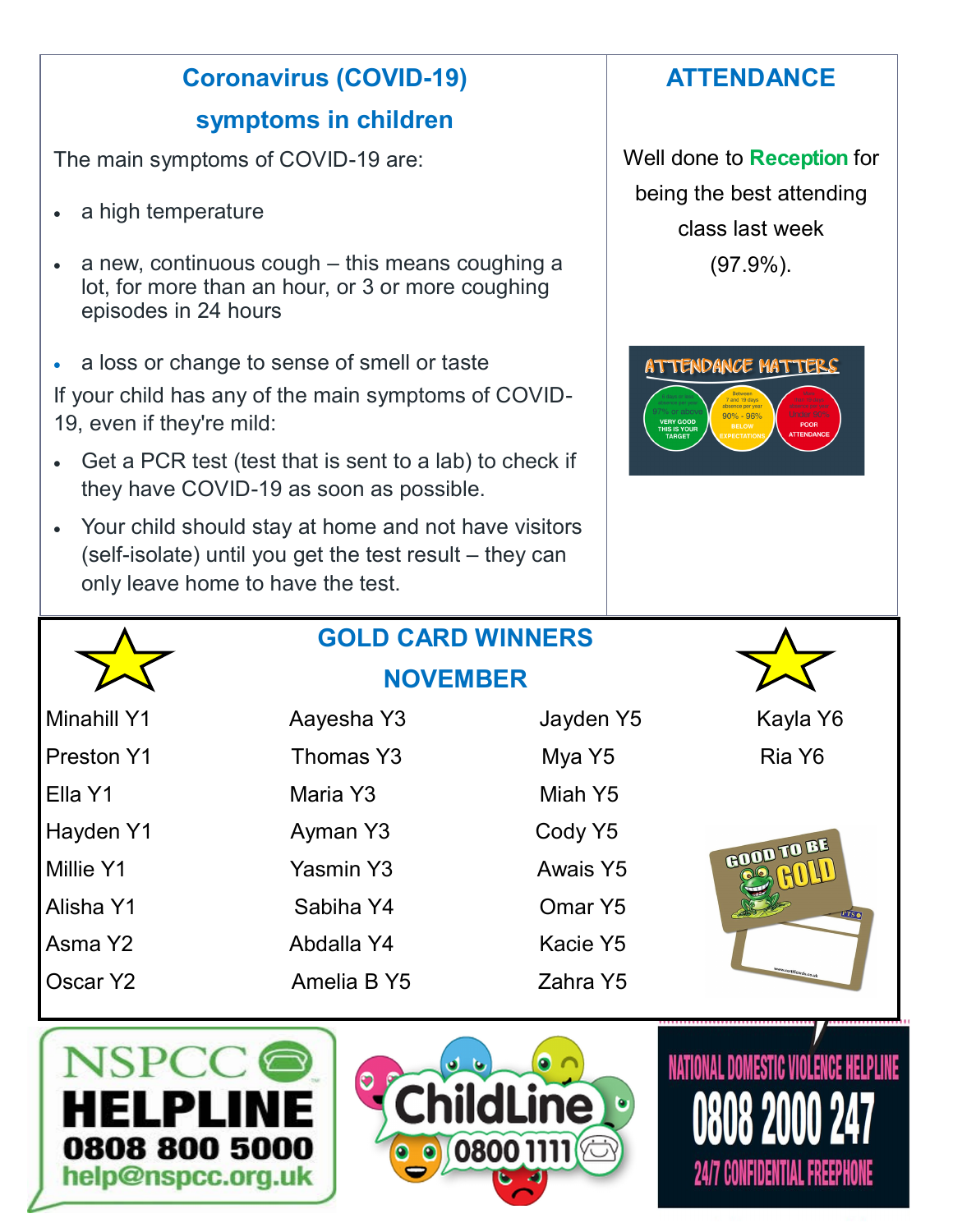## Coronavirus (COVID-19) symptoms in children

The main symptoms of COVID-19 are:

- a high temperature
- a new, continuous cough – this means coughing a lot, for more than an hour, or 3 or more coughing episodes in 24 hours
- a loss or change to sense of smell or taste

If your child has any of the main symptoms of COVID-19, even if they're mild:

- Get a PCR test (test that is sent to a lab) to check if they have COVID-19 as soon as possible.
- Your child should stay at home and not have visitors (self-isolate) until you get the test result – they can only leave home to have the test.

## ATTENDANCE

Well done to **Reception** for being the best attending class last week (97.9%).

ATTENDANCE MATTERS

97% or above
VERY GOOD THIS IS YOUR TARGET

Between 7 and 19 days absence per year
90% - 96%
BELOW EXPECTATIONS

POOR ATTENDANCE

## GOLD CARD WINNERS NOVEMBER

| | | | |
|---|---|---|---|
| Minahill Y1 | Aayesha Y3 | Jayden Y5 | Kayla Y6 |
| Preston Y1 | Thomas Y3 | Mya Y5 | Ria Y6 |
| Ella Y1 | Maria Y3 | Miah Y5 | |
| Hayden Y1 | Ayman Y3 | Cody Y5 | |
| Millie Y1 | Yasmin Y3 | Awais Y5 | |
| Alisha Y1 | Sabiha Y4 | Omar Y5 | |
| Asma Y2 | Abdalla Y4 | Kacie Y5 | |
| Oscar Y2 | Amelia B Y5 | Zahra Y5 | |

GOOD TO BE GOLD

NSPCC HELPLINE
0808 800 5000
help@nspcc.org.uk

ChildLine
0800 1111

NATIONAL DOMESTIC VIOLENCE HELPLINE
0808 2000 247
24/7 CONFIDENTIAL FREEPHONE